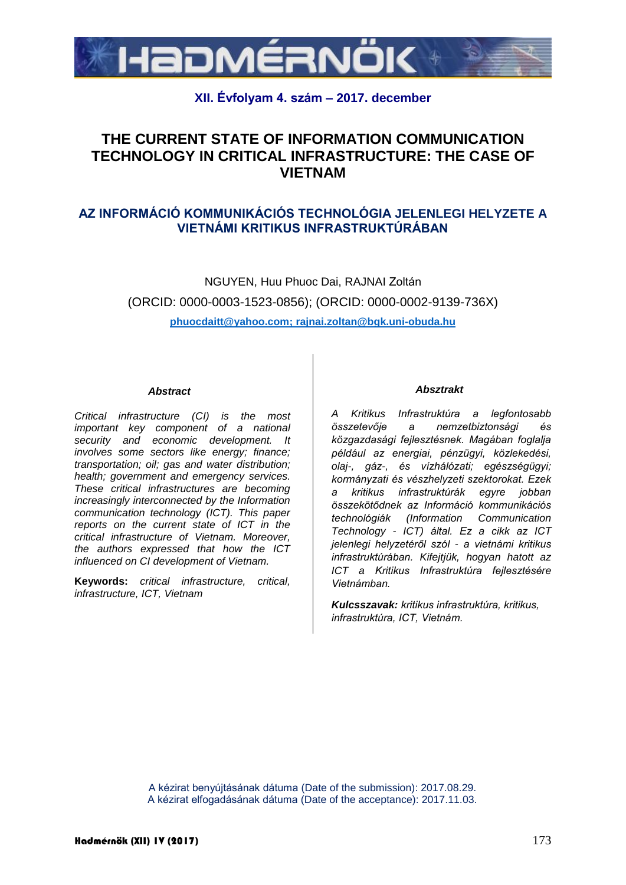XII. Évfolyam 4. szám – 2017. december

# THE CURRENT STATE OF INFORMATION COMMUNICATION TECHNOLOGY IN CRITICAL INFRASTRUCTURE: THE CASE OF VIETNAM

## AZ INFORMÁCIÓ KOMMUNIKÁCIÓS TECHNOLÓGIA JELENLEGI HELYZETE A VIETNÁMI KRITIKUS INFRASTRUKTÚRÁBAN

NGUYEN, Huu Phuoc Dai, RAJNAI Zoltán

(ORCID: 0000-0003-1523-0856); (ORCID: 0000-0002-9139-736X)

phuocdaitt@yahoo.com; rajnai.zoltan@bgk.uni-obuda.hu

### *Abstract*

*Critical infrastructure (CI) is the most important key component of a national security and economic development. It involves some sectors like energy; finance; transportation; oil; gas and water distribution; health; government and emergency services. These critical infrastructures are becoming increasingly interconnected by the Information communication technology (ICT). This paper reports on the current state of ICT in the critical infrastructure of Vietnam. Moreover, the authors expressed that how the ICT influenced on CI development of Vietnam.*

**Keywords:** *critical infrastructure, critical, infrastructure, ICT, Vietnam*

### *Absztrakt*

*A Kritikus Infrastruktúra a legfontosabb összetevője a nemzetbiztonsági és közgazdasági fejlesztésnek. Magában foglalja például az energiai, pénzügyi, közlekedési, olaj-, gáz-, és vízhálózati; egészségügyi; kormányzati és vészhelyzeti szektorokat. Ezek a kritikus infrastruktúrák egyre jobban összekötődnek az Információ kommunikációs technológiák (Information Communication Technology - ICT) által. Ez a cikk az ICT jelenlegi helyzetéről szól - a vietnámi kritikus infrastruktúrában. Kifejtjük, hogyan hatott az ICT a Kritikus Infrastruktúra fejlesztésére Vietnámban.*

***Kulcsszavak:*** *kritikus infrastruktúra, kritikus, infrastruktúra, ICT, Vietnám.*

A kézirat benyújtásának dátuma (Date of the submission): 2017.08.29.
A kézirat elfogadásának dátuma (Date of the acceptance): 2017.11.03.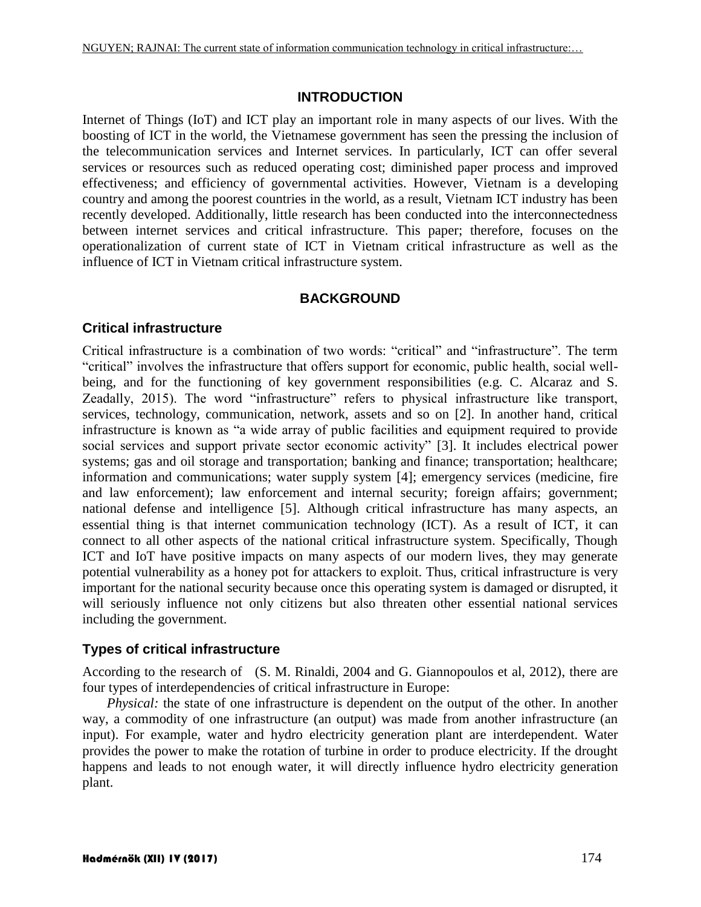## INTRODUCTION

Internet of Things (IoT) and ICT play an important role in many aspects of our lives. With the boosting of ICT in the world, the Vietnamese government has seen the pressing the inclusion of the telecommunication services and Internet services. In particularly, ICT can offer several services or resources such as reduced operating cost; diminished paper process and improved effectiveness; and efficiency of governmental activities. However, Vietnam is a developing country and among the poorest countries in the world, as a result, Vietnam ICT industry has been recently developed. Additionally, little research has been conducted into the interconnectedness between internet services and critical infrastructure. This paper; therefore, focuses on the operationalization of current state of ICT in Vietnam critical infrastructure as well as the influence of ICT in Vietnam critical infrastructure system.

## BACKGROUND

### Critical infrastructure

Critical infrastructure is a combination of two words: "critical" and "infrastructure". The term "critical" involves the infrastructure that offers support for economic, public health, social well-being, and for the functioning of key government responsibilities (e.g. C. Alcaraz and S. Zeadally, 2015). The word "infrastructure" refers to physical infrastructure like transport, services, technology, communication, network, assets and so on [2]. In another hand, critical infrastructure is known as "a wide array of public facilities and equipment required to provide social services and support private sector economic activity" [3]. It includes electrical power systems; gas and oil storage and transportation; banking and finance; transportation; healthcare; information and communications; water supply system [4]; emergency services (medicine, fire and law enforcement); law enforcement and internal security; foreign affairs; government; national defense and intelligence [5]. Although critical infrastructure has many aspects, an essential thing is that internet communication technology (ICT). As a result of ICT, it can connect to all other aspects of the national critical infrastructure system. Specifically, Though ICT and IoT have positive impacts on many aspects of our modern lives, they may generate potential vulnerability as a honey pot for attackers to exploit. Thus, critical infrastructure is very important for the national security because once this operating system is damaged or disrupted, it will seriously influence not only citizens but also threaten other essential national services including the government.

### Types of critical infrastructure

According to the research of (S. M. Rinaldi, 2004 and G. Giannopoulos et al, 2012), there are four types of interdependencies of critical infrastructure in Europe:

*Physical:* the state of one infrastructure is dependent on the output of the other. In another way, a commodity of one infrastructure (an output) was made from another infrastructure (an input). For example, water and hydro electricity generation plant are interdependent. Water provides the power to make the rotation of turbine in order to produce electricity. If the drought happens and leads to not enough water, it will directly influence hydro electricity generation plant.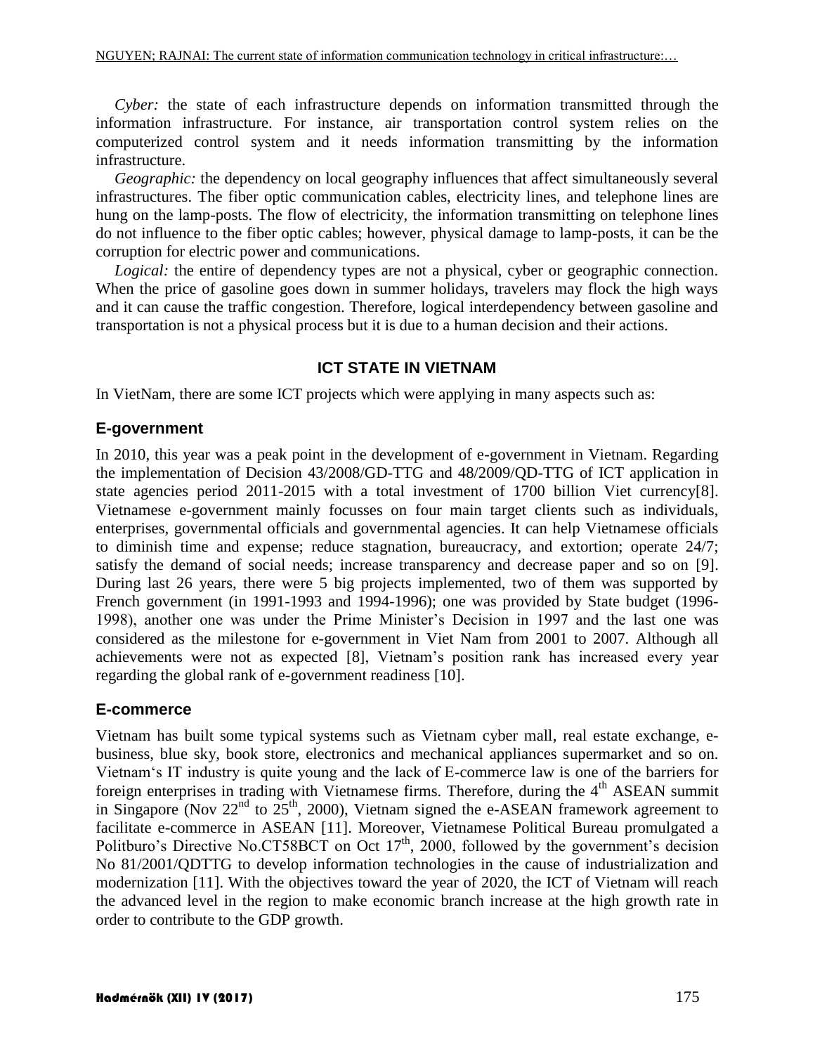*Cyber:* the state of each infrastructure depends on information transmitted through the information infrastructure. For instance, air transportation control system relies on the computerized control system and it needs information transmitting by the information infrastructure.

*Geographic:* the dependency on local geography influences that affect simultaneously several infrastructures. The fiber optic communication cables, electricity lines, and telephone lines are hung on the lamp-posts. The flow of electricity, the information transmitting on telephone lines do not influence to the fiber optic cables; however, physical damage to lamp-posts, it can be the corruption for electric power and communications.

*Logical:* the entire of dependency types are not a physical, cyber or geographic connection. When the price of gasoline goes down in summer holidays, travelers may flock the high ways and it can cause the traffic congestion. Therefore, logical interdependency between gasoline and transportation is not a physical process but it is due to a human decision and their actions.

## ICT STATE IN VIETNAM

In VietNam, there are some ICT projects which were applying in many aspects such as:

### E-government

In 2010, this year was a peak point in the development of e-government in Vietnam. Regarding the implementation of Decision 43/2008/GD-TTG and 48/2009/QD-TTG of ICT application in state agencies period 2011-2015 with a total investment of 1700 billion Viet currency[8]. Vietnamese e-government mainly focusses on four main target clients such as individuals, enterprises, governmental officials and governmental agencies. It can help Vietnamese officials to diminish time and expense; reduce stagnation, bureaucracy, and extortion; operate 24/7; satisfy the demand of social needs; increase transparency and decrease paper and so on [9]. During last 26 years, there were 5 big projects implemented, two of them was supported by French government (in 1991-1993 and 1994-1996); one was provided by State budget (1996-1998), another one was under the Prime Minister's Decision in 1997 and the last one was considered as the milestone for e-government in Viet Nam from 2001 to 2007. Although all achievements were not as expected [8], Vietnam's position rank has increased every year regarding the global rank of e-government readiness [10].

### E-commerce

Vietnam has built some typical systems such as Vietnam cyber mall, real estate exchange, e-business, blue sky, book store, electronics and mechanical appliances supermarket and so on. Vietnam's IT industry is quite young and the lack of E-commerce law is one of the barriers for foreign enterprises in trading with Vietnamese firms. Therefore, during the 4th ASEAN summit in Singapore (Nov 22nd to 25th, 2000), Vietnam signed the e-ASEAN framework agreement to facilitate e-commerce in ASEAN [11]. Moreover, Vietnamese Political Bureau promulgated a Politburo's Directive No.CT58BCT on Oct 17th, 2000, followed by the government's decision No 81/2001/QDTTG to develop information technologies in the cause of industrialization and modernization [11]. With the objectives toward the year of 2020, the ICT of Vietnam will reach the advanced level in the region to make economic branch increase at the high growth rate in order to contribute to the GDP growth.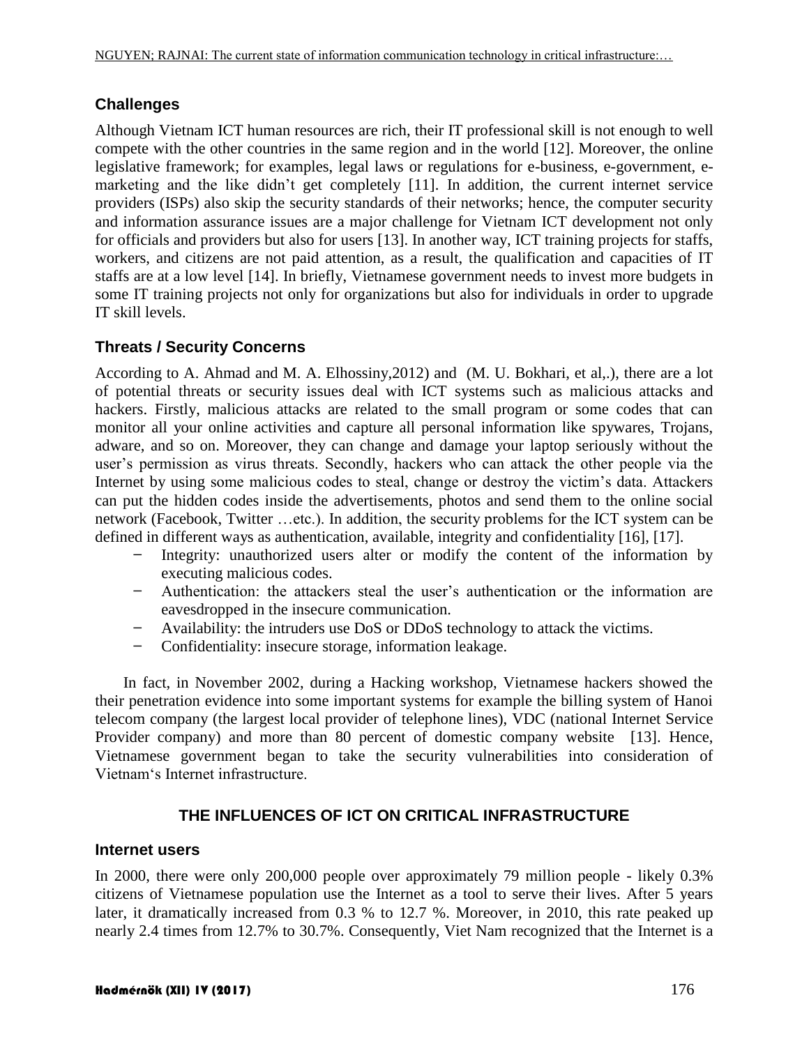## Challenges

Although Vietnam ICT human resources are rich, their IT professional skill is not enough to well compete with the other countries in the same region and in the world [12]. Moreover, the online legislative framework; for examples, legal laws or regulations for e-business, e-government, e-marketing and the like didn't get completely [11]. In addition, the current internet service providers (ISPs) also skip the security standards of their networks; hence, the computer security and information assurance issues are a major challenge for Vietnam ICT development not only for officials and providers but also for users [13]. In another way, ICT training projects for staffs, workers, and citizens are not paid attention, as a result, the qualification and capacities of IT staffs are at a low level [14]. In briefly, Vietnamese government needs to invest more budgets in some IT training projects not only for organizations but also for individuals in order to upgrade IT skill levels.

## Threats / Security Concerns

According to A. Ahmad and M. A. Elhossiny,2012) and (M. U. Bokhari, et al,.), there are a lot of potential threats or security issues deal with ICT systems such as malicious attacks and hackers. Firstly, malicious attacks are related to the small program or some codes that can monitor all your online activities and capture all personal information like spywares, Trojans, adware, and so on. Moreover, they can change and damage your laptop seriously without the user's permission as virus threats. Secondly, hackers who can attack the other people via the Internet by using some malicious codes to steal, change or destroy the victim's data. Attackers can put the hidden codes inside the advertisements, photos and send them to the online social network (Facebook, Twitter …etc.). In addition, the security problems for the ICT system can be defined in different ways as authentication, available, integrity and confidentiality [16], [17].

- Integrity: unauthorized users alter or modify the content of the information by executing malicious codes.
- Authentication: the attackers steal the user's authentication or the information are eavesdropped in the insecure communication.
- Availability: the intruders use DoS or DDoS technology to attack the victims.
- Confidentiality: insecure storage, information leakage.

In fact, in November 2002, during a Hacking workshop, Vietnamese hackers showed the their penetration evidence into some important systems for example the billing system of Hanoi telecom company (the largest local provider of telephone lines), VDC (national Internet Service Provider company) and more than 80 percent of domestic company website [13]. Hence, Vietnamese government began to take the security vulnerabilities into consideration of Vietnam's Internet infrastructure.

# THE INFLUENCES OF ICT ON CRITICAL INFRASTRUCTURE

## Internet users

In 2000, there were only 200,000 people over approximately 79 million people - likely 0.3% citizens of Vietnamese population use the Internet as a tool to serve their lives. After 5 years later, it dramatically increased from 0.3 % to 12.7 %. Moreover, in 2010, this rate peaked up nearly 2.4 times from 12.7% to 30.7%. Consequently, Viet Nam recognized that the Internet is a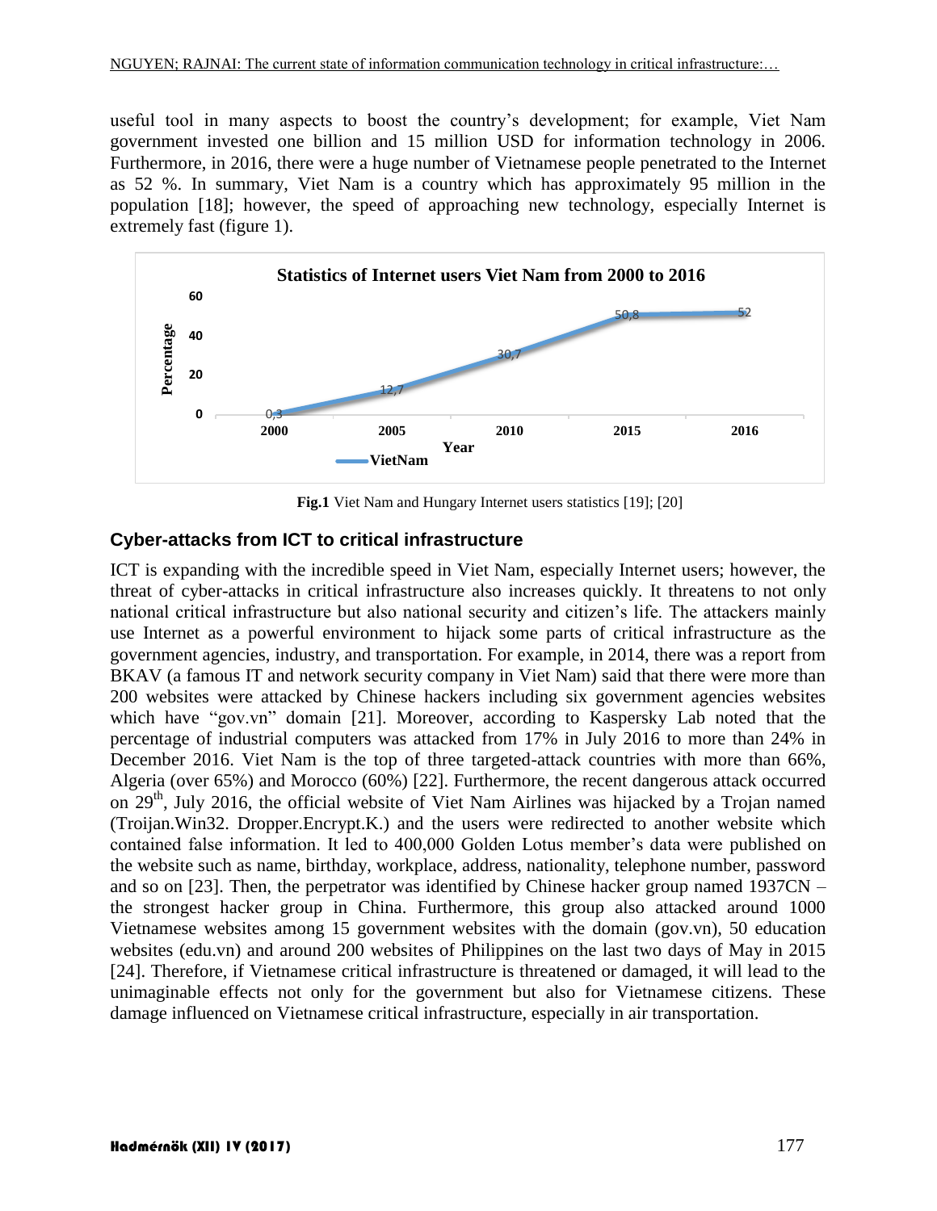useful tool in many aspects to boost the country's development; for example, Viet Nam government invested one billion and 15 million USD for information technology in 2006. Furthermore, in 2016, there were a huge number of Vietnamese people penetrated to the Internet as 52 %. In summary, Viet Nam is a country which has approximately 95 million in the population [18]; however, the speed of approaching new technology, especially Internet is extremely fast (figure 1).

**Statistics of Internet users Viet Nam from 2000 to 2016**

| Year | VietNam (Percentage) |
| --- | --- |
| 2000 | 0,3 |
| 2005 | 12,7 |
| 2010 | 30,7 |
| 2015 | 50,8 |
| 2016 | 52 |

**Fig.1** Viet Nam and Hungary Internet users statistics [19]; [20]

## Cyber-attacks from ICT to critical infrastructure

ICT is expanding with the incredible speed in Viet Nam, especially Internet users; however, the threat of cyber-attacks in critical infrastructure also increases quickly. It threatens to not only national critical infrastructure but also national security and citizen's life. The attackers mainly use Internet as a powerful environment to hijack some parts of critical infrastructure as the government agencies, industry, and transportation. For example, in 2014, there was a report from BKAV (a famous IT and network security company in Viet Nam) said that there were more than 200 websites were attacked by Chinese hackers including six government agencies websites which have "gov.vn" domain [21]. Moreover, according to Kaspersky Lab noted that the percentage of industrial computers was attacked from 17% in July 2016 to more than 24% in December 2016. Viet Nam is the top of three targeted-attack countries with more than 66%, Algeria (over 65%) and Morocco (60%) [22]. Furthermore, the recent dangerous attack occurred on 29th, July 2016, the official website of Viet Nam Airlines was hijacked by a Trojan named (Troijan.Win32. Dropper.Encrypt.K.) and the users were redirected to another website which contained false information. It led to 400,000 Golden Lotus member's data were published on the website such as name, birthday, workplace, address, nationality, telephone number, password and so on [23]. Then, the perpetrator was identified by Chinese hacker group named 1937CN – the strongest hacker group in China. Furthermore, this group also attacked around 1000 Vietnamese websites among 15 government websites with the domain (gov.vn), 50 education websites (edu.vn) and around 200 websites of Philippines on the last two days of May in 2015 [24]. Therefore, if Vietnamese critical infrastructure is threatened or damaged, it will lead to the unimaginable effects not only for the government but also for Vietnamese citizens. These damage influenced on Vietnamese critical infrastructure, especially in air transportation.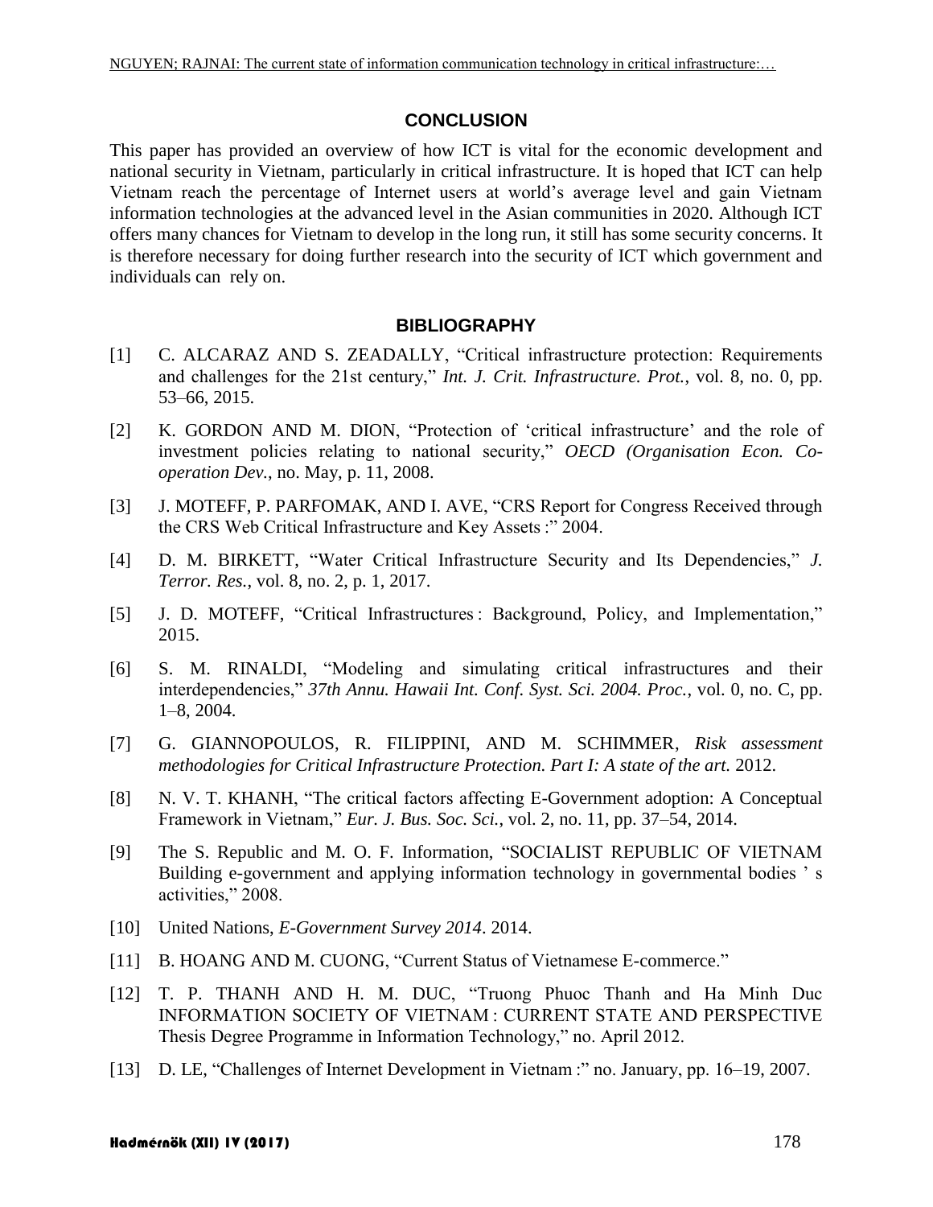## CONCLUSION

This paper has provided an overview of how ICT is vital for the economic development and national security in Vietnam, particularly in critical infrastructure. It is hoped that ICT can help Vietnam reach the percentage of Internet users at world's average level and gain Vietnam information technologies at the advanced level in the Asian communities in 2020. Although ICT offers many chances for Vietnam to develop in the long run, it still has some security concerns. It is therefore necessary for doing further research into the security of ICT which government and individuals can rely on.

## BIBLIOGRAPHY

[1] C. ALCARAZ AND S. ZEADALLY, "Critical infrastructure protection: Requirements and challenges for the 21st century," *Int. J. Crit. Infrastructure. Prot.*, vol. 8, no. 0, pp. 53–66, 2015.

[2] K. GORDON AND M. DION, "Protection of 'critical infrastructure' and the role of investment policies relating to national security," *OECD (Organisation Econ. Co-operation Dev.*, no. May, p. 11, 2008.

[3] J. MOTEFF, P. PARFOMAK, AND I. AVE, "CRS Report for Congress Received through the CRS Web Critical Infrastructure and Key Assets :" 2004.

[4] D. M. BIRKETT, "Water Critical Infrastructure Security and Its Dependencies," *J. Terror. Res.*, vol. 8, no. 2, p. 1, 2017.

[5] J. D. MOTEFF, "Critical Infrastructures : Background, Policy, and Implementation," 2015.

[6] S. M. RINALDI, "Modeling and simulating critical infrastructures and their interdependencies," *37th Annu. Hawaii Int. Conf. Syst. Sci. 2004. Proc.*, vol. 0, no. C, pp. 1–8, 2004.

[7] G. GIANNOPOULOS, R. FILIPPINI, AND M. SCHIMMER, *Risk assessment methodologies for Critical Infrastructure Protection. Part I: A state of the art.* 2012.

[8] N. V. T. KHANH, "The critical factors affecting E-Government adoption: A Conceptual Framework in Vietnam," *Eur. J. Bus. Soc. Sci.*, vol. 2, no. 11, pp. 37–54, 2014.

[9] The S. Republic and M. O. F. Information, "SOCIALIST REPUBLIC OF VIETNAM Building e-government and applying information technology in governmental bodies ' s activities," 2008.

[10] United Nations, *E-Government Survey 2014*. 2014.

[11] B. HOANG AND M. CUONG, "Current Status of Vietnamese E-commerce."

[12] T. P. THANH AND H. M. DUC, "Truong Phuoc Thanh and Ha Minh Duc INFORMATION SOCIETY OF VIETNAM : CURRENT STATE AND PERSPECTIVE Thesis Degree Programme in Information Technology," no. April 2012.

[13] D. LE, "Challenges of Internet Development in Vietnam :" no. January, pp. 16–19, 2007.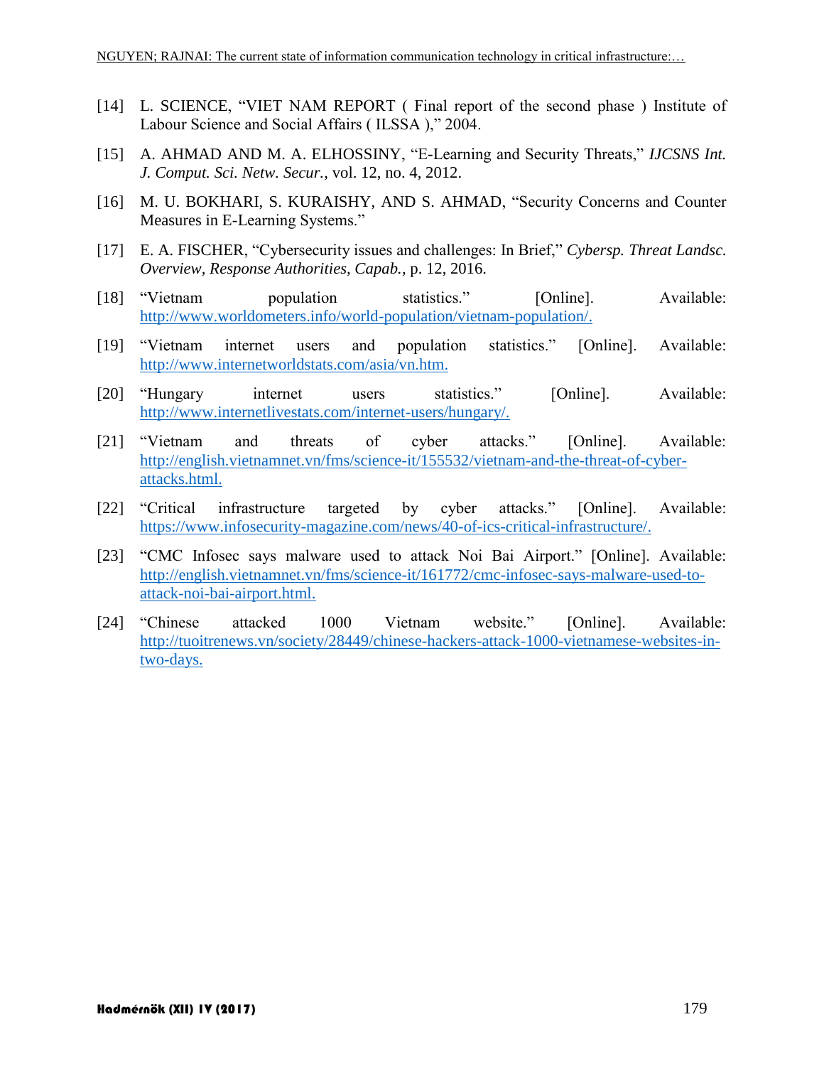[14] L. SCIENCE, "VIET NAM REPORT ( Final report of the second phase ) Institute of Labour Science and Social Affairs ( ILSSA )," 2004.

[15] A. AHMAD AND M. A. ELHOSSINY, "E-Learning and Security Threats," *IJCSNS Int. J. Comput. Sci. Netw. Secur.*, vol. 12, no. 4, 2012.

[16] M. U. BOKHARI, S. KURAISHY, AND S. AHMAD, "Security Concerns and Counter Measures in E-Learning Systems."

[17] E. A. FISCHER, "Cybersecurity issues and challenges: In Brief," *Cybersp. Threat Landsc. Overview, Response Authorities, Capab.*, p. 12, 2016.

[18] "Vietnam population statistics." [Online]. Available: http://www.worldometers.info/world-population/vietnam-population/.

[19] "Vietnam internet users and population statistics." [Online]. Available: http://www.internetworldstats.com/asia/vn.htm.

[20] "Hungary internet users statistics." [Online]. Available: http://www.internetlivestats.com/internet-users/hungary/.

[21] "Vietnam and threats of cyber attacks." [Online]. Available: http://english.vietnamnet.vn/fms/science-it/155532/vietnam-and-the-threat-of-cyber-attacks.html.

[22] "Critical infrastructure targeted by cyber attacks." [Online]. Available: https://www.infosecurity-magazine.com/news/40-of-ics-critical-infrastructure/.

[23] "CMC Infosec says malware used to attack Noi Bai Airport." [Online]. Available: http://english.vietnamnet.vn/fms/science-it/161772/cmc-infosec-says-malware-used-to-attack-noi-bai-airport.html.

[24] "Chinese attacked 1000 Vietnam website." [Online]. Available: http://tuoitrenews.vn/society/28449/chinese-hackers-attack-1000-vietnamese-websites-in-two-days.